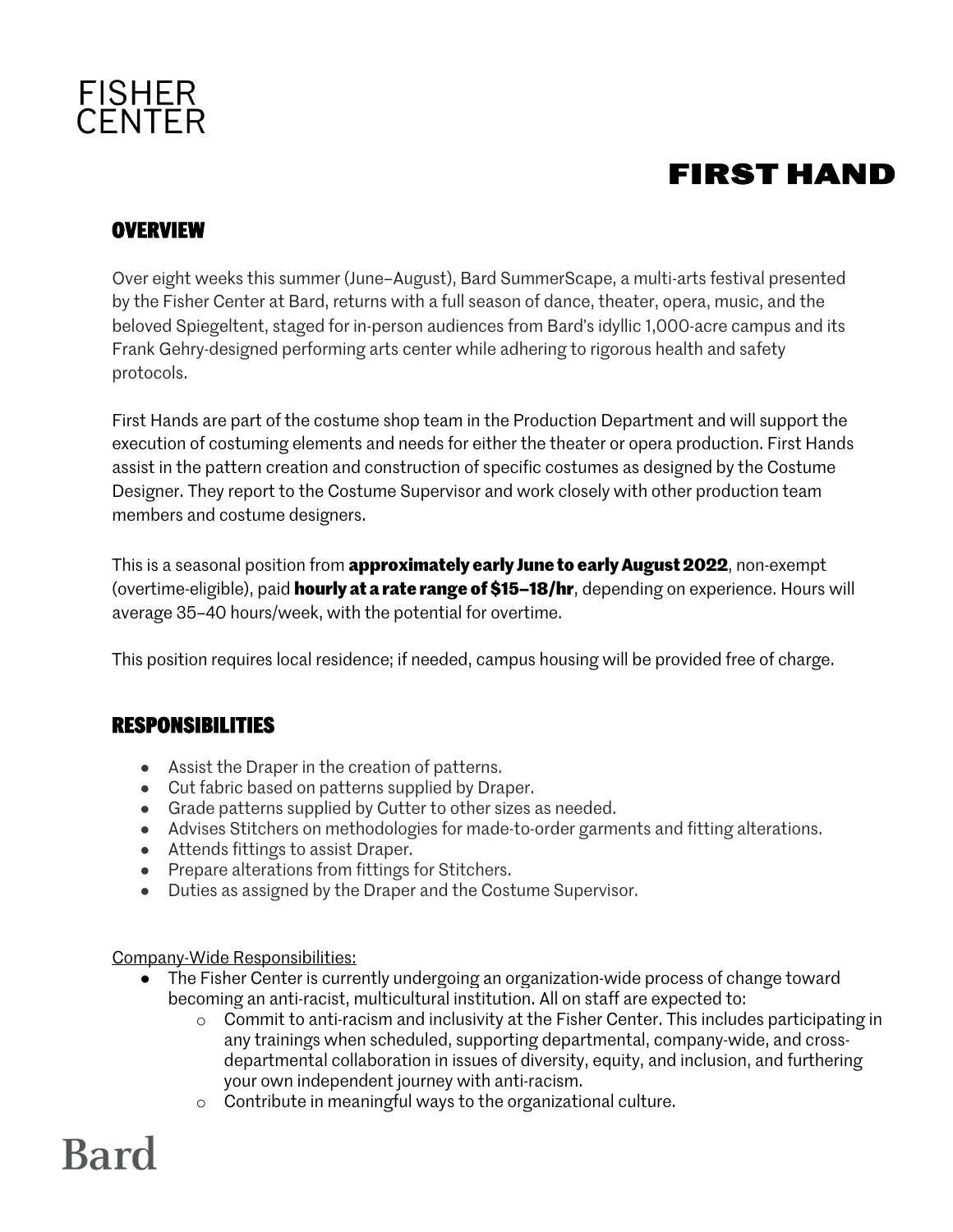FISHER CENTER

# FIRST HAND

## OVERVIEW

Over eight weeks this summer (June–August), Bard SummerScape, a multi-arts festival presented by the Fisher Center at Bard, returns with a full season of dance, theater, opera, music, and the beloved Spiegeltent, staged for in-person audiences from Bard's idyllic 1,000-acre campus and its Frank Gehry-designed performing arts center while adhering to rigorous health and safety protocols.

First Hands are part of the costume shop team in the Production Department and will support the execution of costuming elements and needs for either the theater or opera production. First Hands assist in the pattern creation and construction of specific costumes as designed by the Costume Designer. They report to the Costume Supervisor and work closely with other production team members and costume designers.

This is a seasonal position from **approximately early June to early August 2022**, non-exempt (overtime-eligible), paid **hourly at a rate range of $15–18/hr**, depending on experience. Hours will average 35–40 hours/week, with the potential for overtime.

This position requires local residence; if needed, campus housing will be provided free of charge.

## RESPONSIBILITIES

- Assist the Draper in the creation of patterns.
- Cut fabric based on patterns supplied by Draper.
- Grade patterns supplied by Cutter to other sizes as needed.
- Advises Stitchers on methodologies for made-to-order garments and fitting alterations.
- Attends fittings to assist Draper.
- Prepare alterations from fittings for Stitchers.
- Duties as assigned by the Draper and the Costume Supervisor.

Company-Wide Responsibilities:

- The Fisher Center is currently undergoing an organization-wide process of change toward becoming an anti-racist, multicultural institution. All on staff are expected to:
    - Commit to anti-racism and inclusivity at the Fisher Center. This includes participating in any trainings when scheduled, supporting departmental, company-wide, and cross-departmental collaboration in issues of diversity, equity, and inclusion, and furthering your own independent journey with anti-racism.
    - Contribute in meaningful ways to the organizational culture.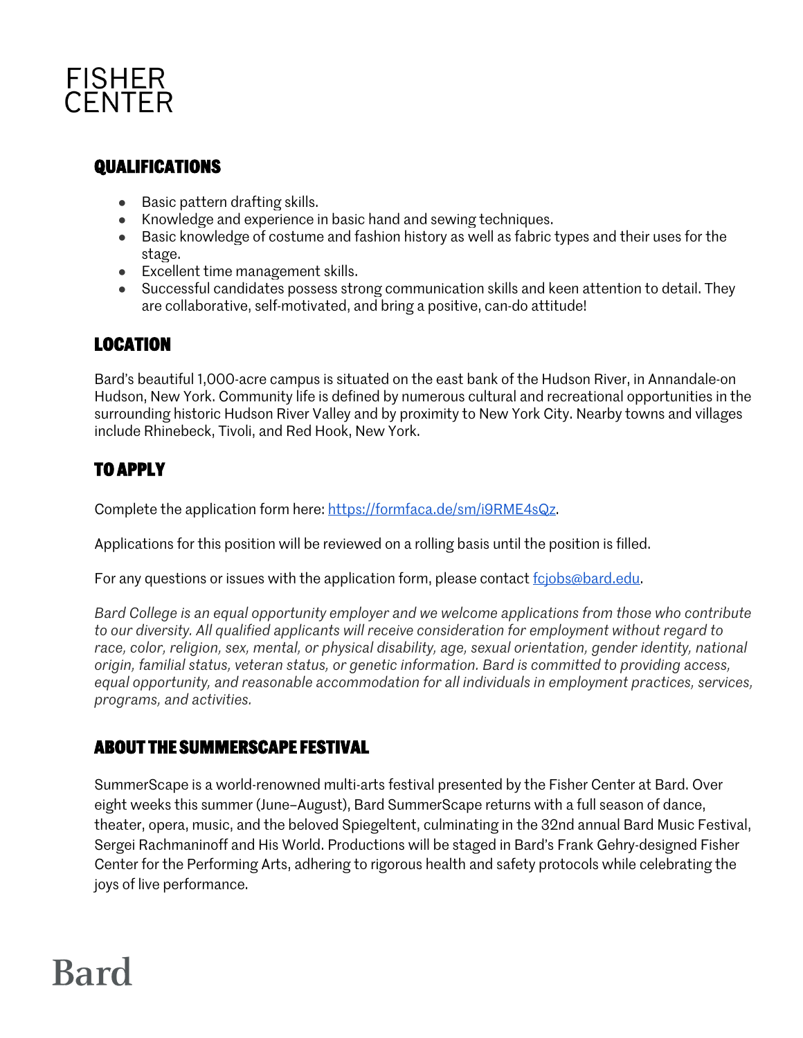## QUALIFICATIONS

- Basic pattern drafting skills.
- Knowledge and experience in basic hand and sewing techniques.
- Basic knowledge of costume and fashion history as well as fabric types and their uses for the stage.
- Excellent time management skills.
- Successful candidates possess strong communication skills and keen attention to detail. They are collaborative, self-motivated, and bring a positive, can-do attitude!

## LOCATION

Bard's beautiful 1,000-acre campus is situated on the east bank of the Hudson River, in Annandale-on Hudson, New York. Community life is defined by numerous cultural and recreational opportunities in the surrounding historic Hudson River Valley and by proximity to New York City. Nearby towns and villages include Rhinebeck, Tivoli, and Red Hook, New York.

## TO APPLY

Complete the application form here: [https://formfaca.de/sm/i9RME4sQz](https://formfaca.de/sm/i9RME4sQz).

Applications for this position will be reviewed on a rolling basis until the position is filled.

For any questions or issues with the application form, please contact [fcjobs@bard.edu](mailto:fcjobs@bard.edu).

*Bard College is an equal opportunity employer and we welcome applications from those who contribute to our diversity. All qualified applicants will receive consideration for employment without regard to race, color, religion, sex, mental, or physical disability, age, sexual orientation, gender identity, national origin, familial status, veteran status, or genetic information. Bard is committed to providing access, equal opportunity, and reasonable accommodation for all individuals in employment practices, services, programs, and activities.*

## ABOUT THE SUMMERSCAPE FESTIVAL

SummerScape is a world-renowned multi-arts festival presented by the Fisher Center at Bard. Over eight weeks this summer (June–August), Bard SummerScape returns with a full season of dance, theater, opera, music, and the beloved Spiegeltent, culminating in the 32nd annual Bard Music Festival, Sergei Rachmaninoff and His World. Productions will be staged in Bard's Frank Gehry-designed Fisher Center for the Performing Arts, adhering to rigorous health and safety protocols while celebrating the joys of live performance.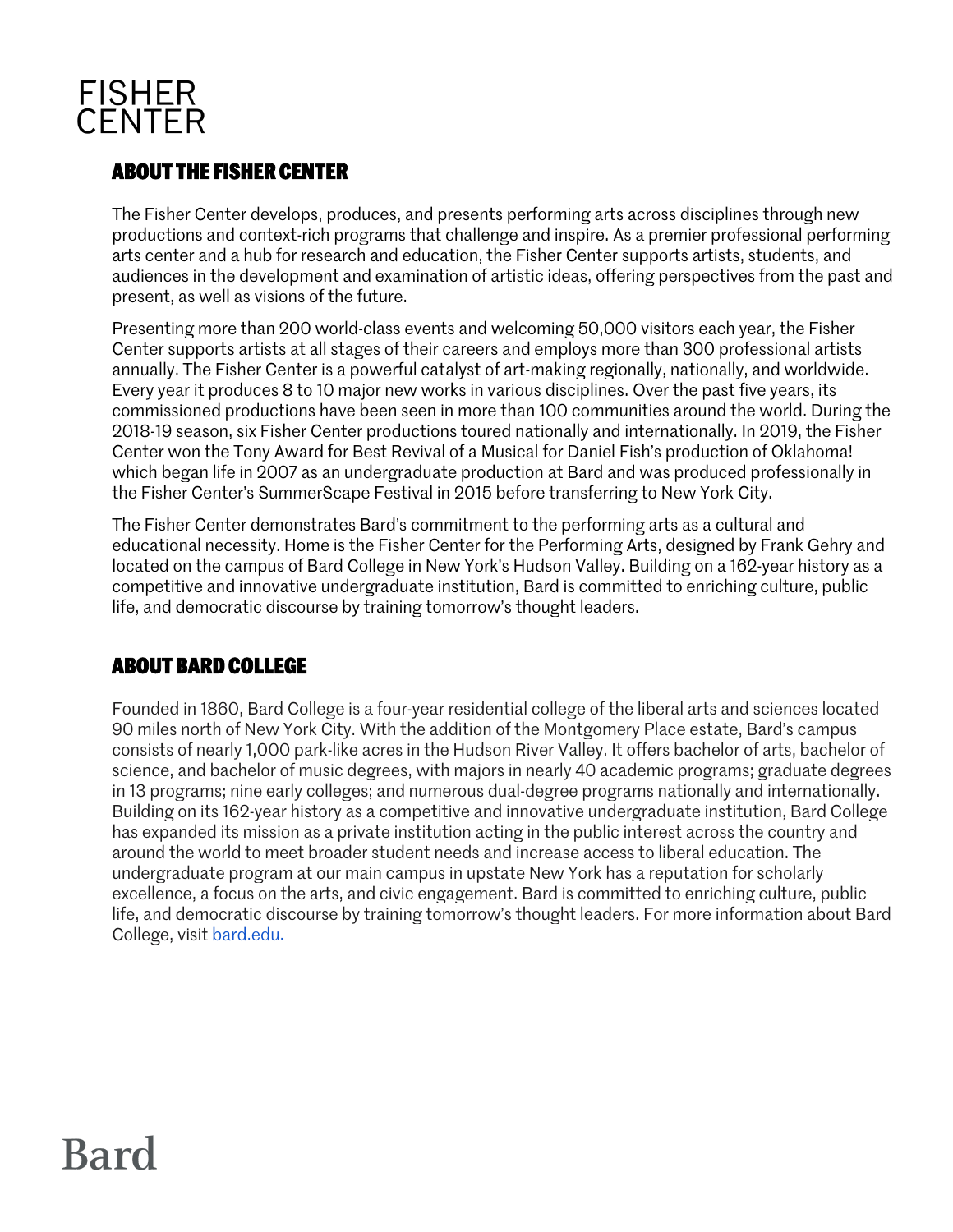FISHER CENTER

## ABOUT THE FISHER CENTER

The Fisher Center develops, produces, and presents performing arts across disciplines through new productions and context-rich programs that challenge and inspire. As a premier professional performing arts center and a hub for research and education, the Fisher Center supports artists, students, and audiences in the development and examination of artistic ideas, offering perspectives from the past and present, as well as visions of the future.

Presenting more than 200 world-class events and welcoming 50,000 visitors each year, the Fisher Center supports artists at all stages of their careers and employs more than 300 professional artists annually. The Fisher Center is a powerful catalyst of art-making regionally, nationally, and worldwide. Every year it produces 8 to 10 major new works in various disciplines. Over the past five years, its commissioned productions have been seen in more than 100 communities around the world. During the 2018-19 season, six Fisher Center productions toured nationally and internationally. In 2019, the Fisher Center won the Tony Award for Best Revival of a Musical for Daniel Fish's production of Oklahoma! which began life in 2007 as an undergraduate production at Bard and was produced professionally in the Fisher Center's SummerScape Festival in 2015 before transferring to New York City.

The Fisher Center demonstrates Bard's commitment to the performing arts as a cultural and educational necessity. Home is the Fisher Center for the Performing Arts, designed by Frank Gehry and located on the campus of Bard College in New York's Hudson Valley. Building on a 162-year history as a competitive and innovative undergraduate institution, Bard is committed to enriching culture, public life, and democratic discourse by training tomorrow's thought leaders.

## ABOUT BARD COLLEGE

Founded in 1860, Bard College is a four-year residential college of the liberal arts and sciences located 90 miles north of New York City. With the addition of the Montgomery Place estate, Bard's campus consists of nearly 1,000 park-like acres in the Hudson River Valley. It offers bachelor of arts, bachelor of science, and bachelor of music degrees, with majors in nearly 40 academic programs; graduate degrees in 13 programs; nine early colleges; and numerous dual-degree programs nationally and internationally. Building on its 162-year history as a competitive and innovative undergraduate institution, Bard College has expanded its mission as a private institution acting in the public interest across the country and around the world to meet broader student needs and increase access to liberal education. The undergraduate program at our main campus in upstate New York has a reputation for scholarly excellence, a focus on the arts, and civic engagement. Bard is committed to enriching culture, public life, and democratic discourse by training tomorrow's thought leaders. For more information about Bard College, visit bard.edu.

Bard